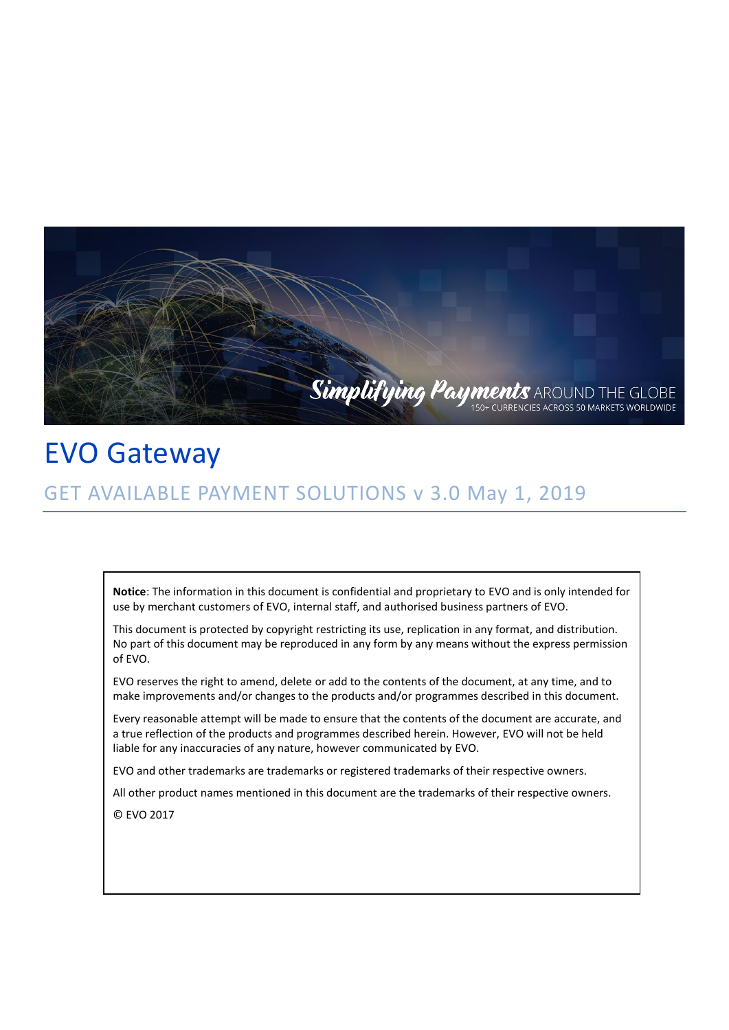Simplifying Payments AROUND THE GLOBE
150+ CURRENCIES ACROSS 50 MARKETS WORLDWIDE

# EVO Gateway

## GET AVAILABLE PAYMENT SOLUTIONS v 3.0 May 1, 2019

**Notice**: The information in this document is confidential and proprietary to EVO and is only intended for use by merchant customers of EVO, internal staff, and authorised business partners of EVO.

This document is protected by copyright restricting its use, replication in any format, and distribution. No part of this document may be reproduced in any form by any means without the express permission of EVO.

EVO reserves the right to amend, delete or add to the contents of the document, at any time, and to make improvements and/or changes to the products and/or programmes described in this document.

Every reasonable attempt will be made to ensure that the contents of the document are accurate, and a true reflection of the products and programmes described herein. However, EVO will not be held liable for any inaccuracies of any nature, however communicated by EVO.

EVO and other trademarks are trademarks or registered trademarks of their respective owners.

All other product names mentioned in this document are the trademarks of their respective owners.

© EVO 2017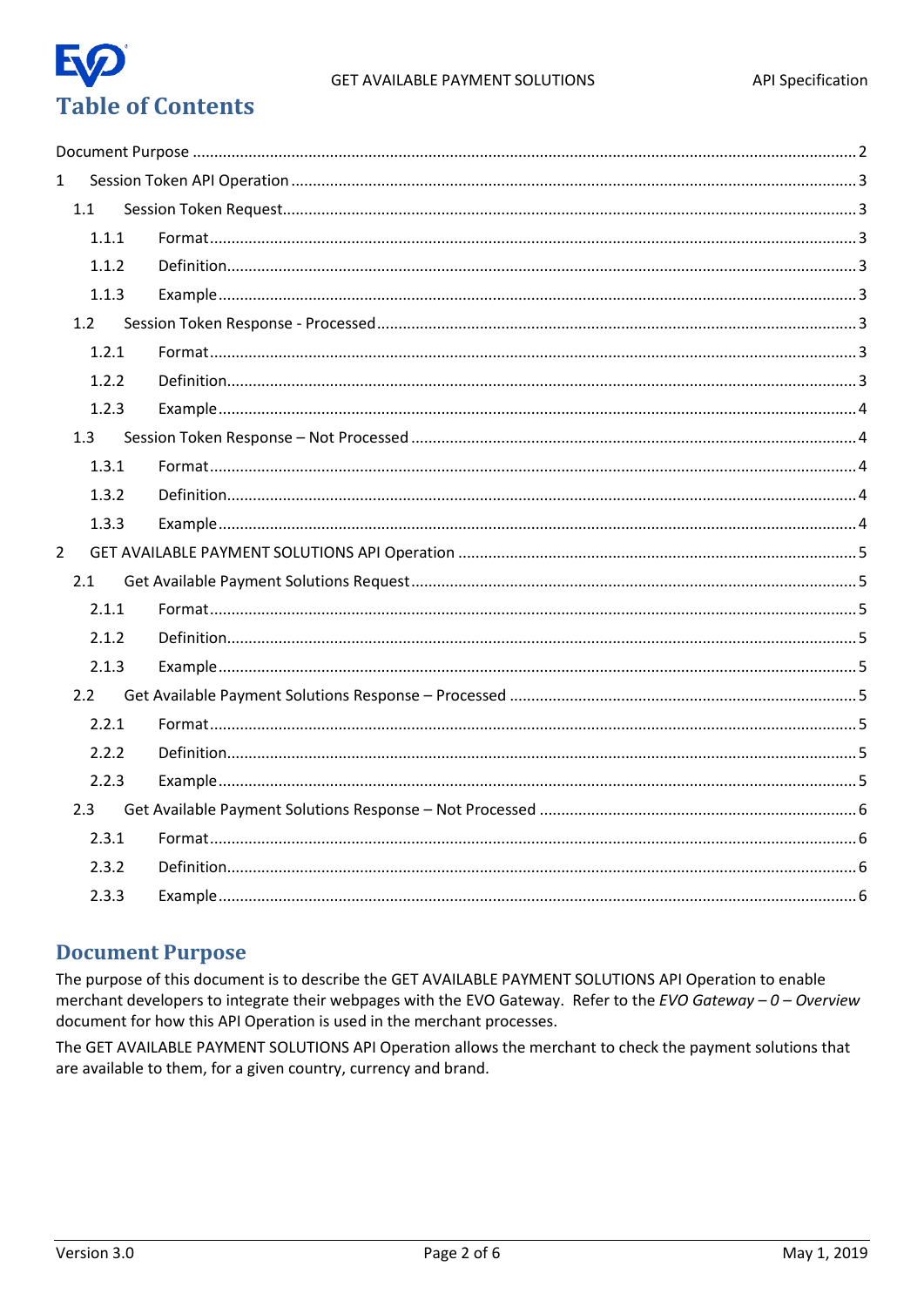# Table of Contents

Document Purpose ........ 2

1 Session Token API Operation ........ 3

- 1.1 Session Token Request ........ 3
  - 1.1.1 Format ........ 3
  - 1.1.2 Definition ........ 3
  - 1.1.3 Example ........ 3
- 1.2 Session Token Response - Processed ........ 3
  - 1.2.1 Format ........ 3
  - 1.2.2 Definition ........ 3
  - 1.2.3 Example ........ 4
- 1.3 Session Token Response – Not Processed ........ 4
  - 1.3.1 Format ........ 4
  - 1.3.2 Definition ........ 4
  - 1.3.3 Example ........ 4

2 GET AVAILABLE PAYMENT SOLUTIONS API Operation ........ 5

- 2.1 Get Available Payment Solutions Request ........ 5
  - 2.1.1 Format ........ 5
  - 2.1.2 Definition ........ 5
  - 2.1.3 Example ........ 5
- 2.2 Get Available Payment Solutions Response – Processed ........ 5
  - 2.2.1 Format ........ 5
  - 2.2.2 Definition ........ 5
  - 2.2.3 Example ........ 5
- 2.3 Get Available Payment Solutions Response – Not Processed ........ 6
  - 2.3.1 Format ........ 6
  - 2.3.2 Definition ........ 6
  - 2.3.3 Example ........ 6

# Document Purpose

The purpose of this document is to describe the GET AVAILABLE PAYMENT SOLUTIONS API Operation to enable merchant developers to integrate their webpages with the EVO Gateway. Refer to the *EVO Gateway – 0 – Overview* document for how this API Operation is used in the merchant processes.

The GET AVAILABLE PAYMENT SOLUTIONS API Operation allows the merchant to check the payment solutions that are available to them, for a given country, currency and brand.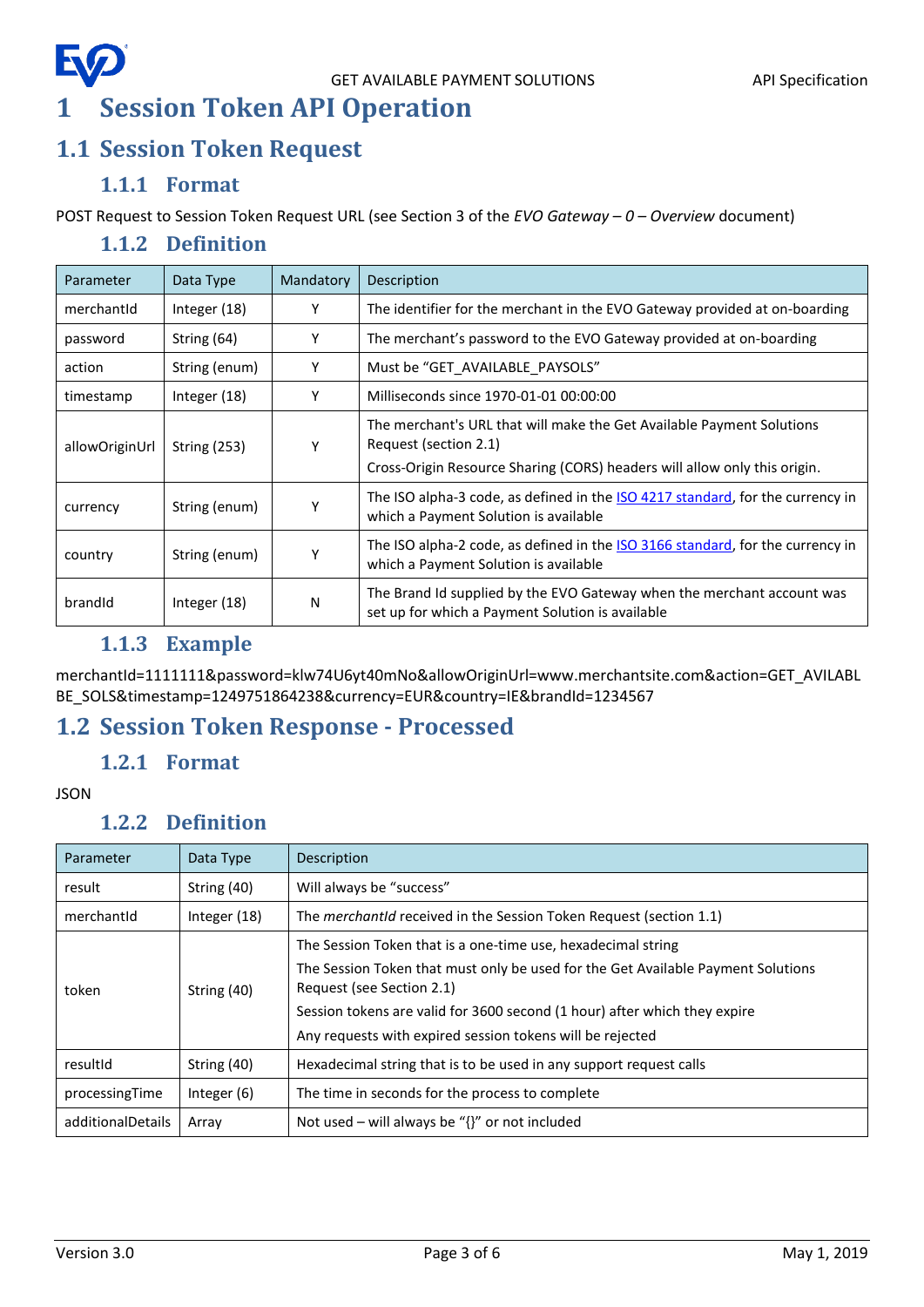# 1 Session Token API Operation

## 1.1 Session Token Request

### 1.1.1 Format

POST Request to Session Token Request URL (see Section 3 of the *EVO Gateway – 0 – Overview* document)

### 1.1.2 Definition

| Parameter | Data Type | Mandatory | Description |
|---|---|---|---|
| merchantId | Integer (18) | Y | The identifier for the merchant in the EVO Gateway provided at on-boarding |
| password | String (64) | Y | The merchant's password to the EVO Gateway provided at on-boarding |
| action | String (enum) | Y | Must be "GET_AVAILABLE_PAYSOLS" |
| timestamp | Integer (18) | Y | Milliseconds since 1970-01-01 00:00:00 |
| allowOriginUrl | String (253) | Y | The merchant's URL that will make the Get Available Payment Solutions Request (section 2.1)<br>Cross-Origin Resource Sharing (CORS) headers will allow only this origin. |
| currency | String (enum) | Y | The ISO alpha-3 code, as defined in the ISO 4217 standard, for the currency in which a Payment Solution is available |
| country | String (enum) | Y | The ISO alpha-2 code, as defined in the ISO 3166 standard, for the currency in which a Payment Solution is available |
| brandId | Integer (18) | N | The Brand Id supplied by the EVO Gateway when the merchant account was set up for which a Payment Solution is available |

### 1.1.3 Example

merchantId=1111111&password=klw74U6yt40mNo&allowOriginUrl=www.merchantsite.com&action=GET_AVILABLBE_SOLS&timestamp=1249751864238&currency=EUR&country=IE&brandId=1234567

## 1.2 Session Token Response - Processed

### 1.2.1 Format

JSON

### 1.2.2 Definition

| Parameter | Data Type | Description |
|---|---|---|
| result | String (40) | Will always be "success" |
| merchantId | Integer (18) | The *merchantId* received in the Session Token Request (section 1.1) |
| token | String (40) | The Session Token that is a one-time use, hexadecimal string<br>The Session Token that must only be used for the Get Available Payment Solutions Request (see Section 2.1)<br>Session tokens are valid for 3600 second (1 hour) after which they expire<br>Any requests with expired session tokens will be rejected |
| resultId | String (40) | Hexadecimal string that is to be used in any support request calls |
| processingTime | Integer (6) | The time in seconds for the process to complete |
| additionalDetails | Array | Not used – will always be "{}" or not included |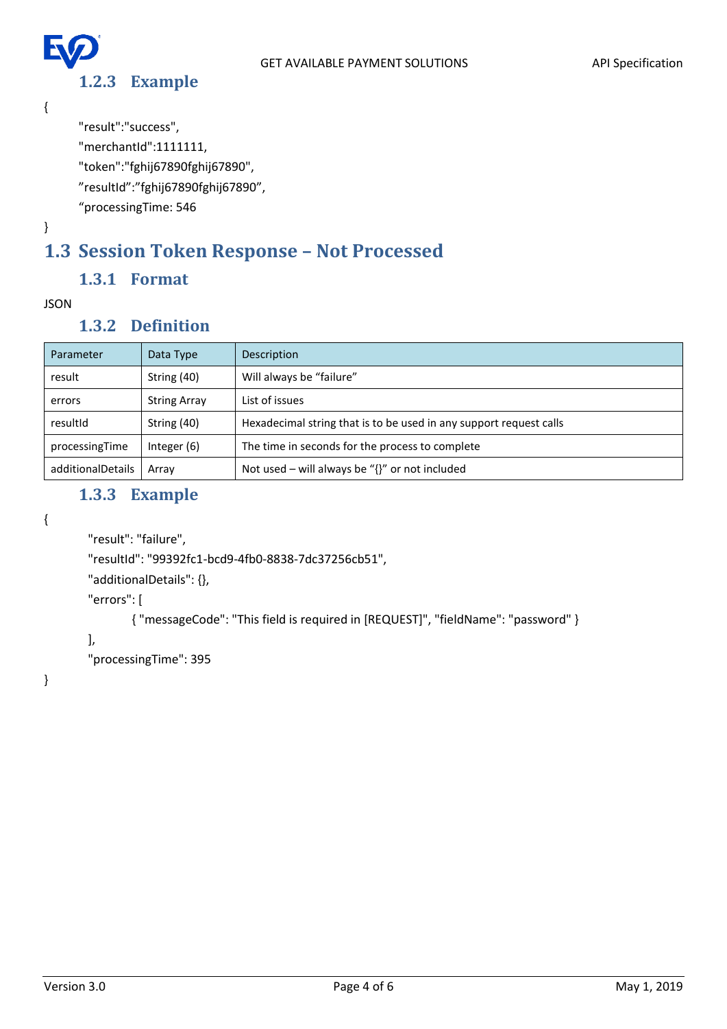### 1.2.3 Example

```
{
    "result":"success",
    "merchantId":1111111,
    "token":"fghij67890fghij67890",
    ”resultId”:”fghij67890fghij67890”,
    “processingTime: 546
}
```

## 1.3 Session Token Response – Not Processed

### 1.3.1 Format

JSON

### 1.3.2 Definition

| Parameter | Data Type | Description |
| --- | --- | --- |
| result | String (40) | Will always be “failure” |
| errors | String Array | List of issues |
| resultId | String (40) | Hexadecimal string that is to be used in any support request calls |
| processingTime | Integer (6) | The time in seconds for the process to complete |
| additionalDetails | Array | Not used – will always be “{}” or not included |

### 1.3.3 Example

```
{
    "result": "failure",
    "resultId": "99392fc1-bcd9-4fb0-8838-7dc37256cb51",
    "additionalDetails": {},
    "errors": [
        { "messageCode": "This field is required in [REQUEST]", "fieldName": "password" }
    ],
    "processingTime": 395
}
```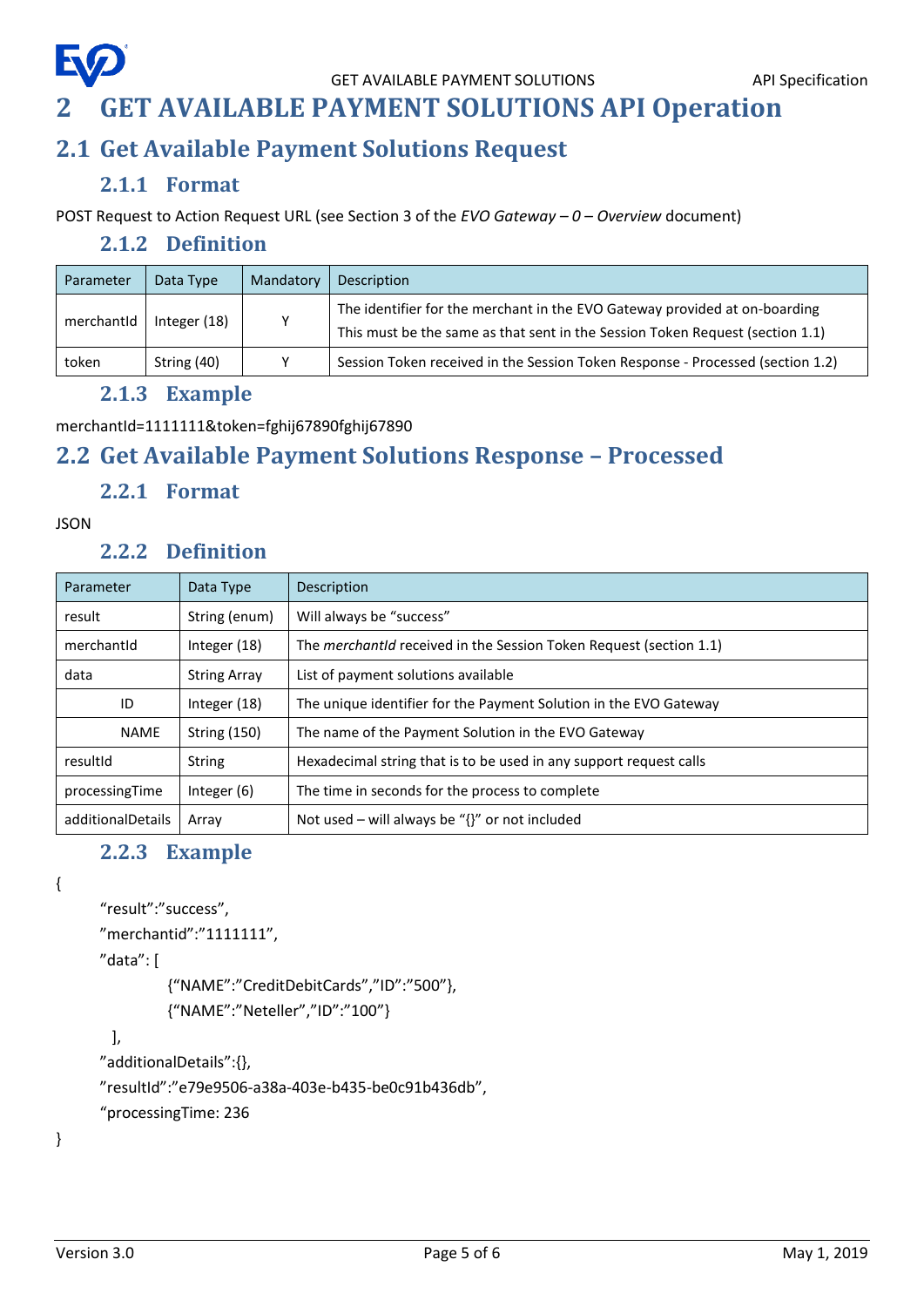# 2 GET AVAILABLE PAYMENT SOLUTIONS API Operation

## 2.1 Get Available Payment Solutions Request

### 2.1.1 Format

POST Request to Action Request URL (see Section 3 of the *EVO Gateway – 0 – Overview* document)

### 2.1.2 Definition

| Parameter | Data Type | Mandatory | Description |
|---|---|---|---|
| merchantId | Integer (18) | Y | The identifier for the merchant in the EVO Gateway provided at on-boarding<br>This must be the same as that sent in the Session Token Request (section 1.1) |
| token | String (40) | Y | Session Token received in the Session Token Response - Processed (section 1.2) |

### 2.1.3 Example

merchantId=1111111&token=fghij67890fghij67890

## 2.2 Get Available Payment Solutions Response – Processed

### 2.2.1 Format

JSON

### 2.2.2 Definition

| Parameter | Data Type | Description |
|---|---|---|
| result | String (enum) | Will always be "success" |
| merchantId | Integer (18) | The *merchantId* received in the Session Token Request (section 1.1) |
| data | String Array | List of payment solutions available |
| ID | Integer (18) | The unique identifier for the Payment Solution in the EVO Gateway |
| NAME | String (150) | The name of the Payment Solution in the EVO Gateway |
| resultId | String | Hexadecimal string that is to be used in any support request calls |
| processingTime | Integer (6) | The time in seconds for the process to complete |
| additionalDetails | Array | Not used – will always be "{}" or not included |

### 2.2.3 Example

```
{
    "result":"success",
    "merchantid":"1111111",
    "data": [
            {"NAME":"CreditDebitCards","ID":"500"},
            {"NAME":"Neteller","ID":"100"}
     ],
    "additionalDetails":{},
    "resultId":"e79e9506-a38a-403e-b435-be0c91b436db",
    "processingTime: 236
}
```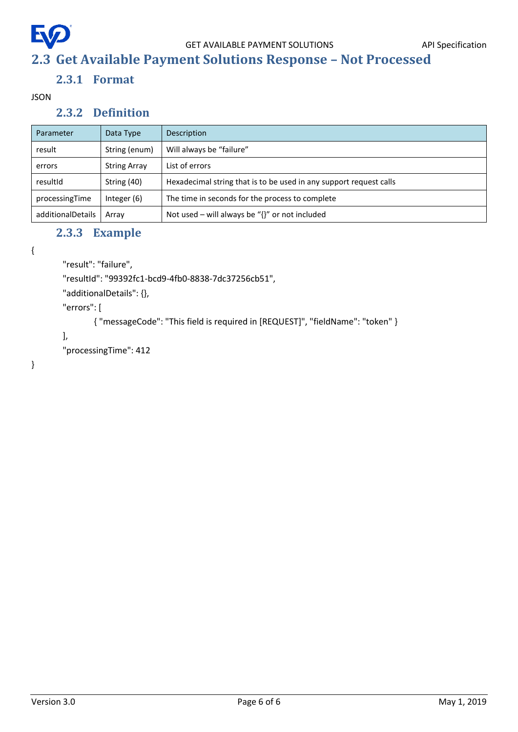## 2.3 Get Available Payment Solutions Response – Not Processed

### 2.3.1 Format

JSON

### 2.3.2 Definition

| Parameter | Data Type | Description |
|---|---|---|
| result | String (enum) | Will always be “failure” |
| errors | String Array | List of errors |
| resultId | String (40) | Hexadecimal string that is to be used in any support request calls |
| processingTime | Integer (6) | The time in seconds for the process to complete |
| additionalDetails | Array | Not used – will always be “{}” or not included |

### 2.3.3 Example

```
{
    "result": "failure",
    "resultId": "99392fc1-bcd9-4fb0-8838-7dc37256cb51",
    "additionalDetails": {},
    "errors": [
        { "messageCode": "This field is required in [REQUEST]", "fieldName": "token" }
    ],
    "processingTime": 412
}
```